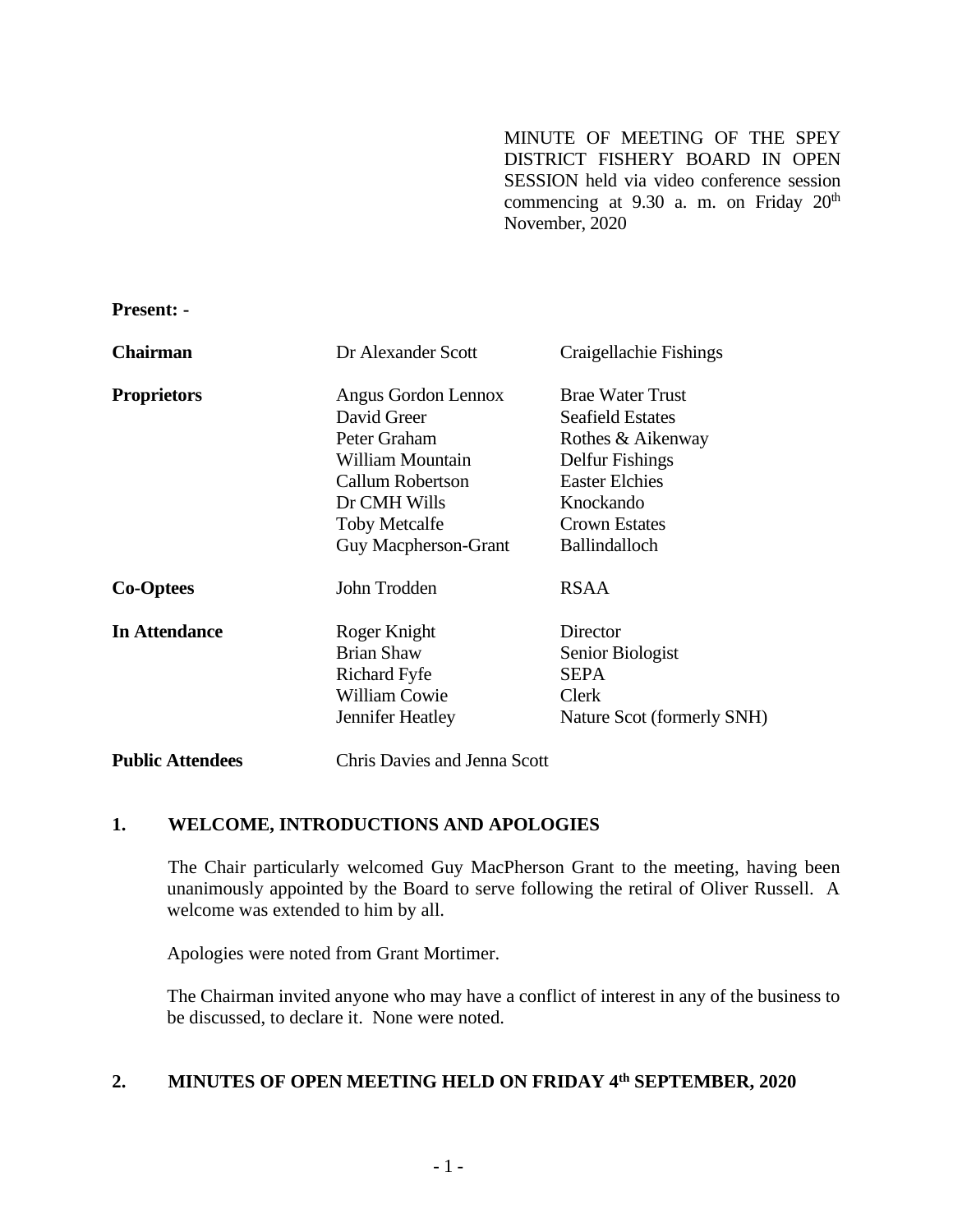MINUTE OF MEETING OF THE SPEY DISTRICT FISHERY BOARD IN OPEN SESSION held via video conference session commencing at 9.30 a. m. on Friday 20th November, 2020

**Present: -**

| | | |
|---|---|---|
| **Chairman** | Dr Alexander Scott | Craigellachie Fishings |
| **Proprietors** | Angus Gordon Lennox | Brae Water Trust |
| | David Greer | Seafield Estates |
| | Peter Graham | Rothes & Aikenway |
| | William Mountain | Delfur Fishings |
| | Callum Robertson | Easter Elchies |
| | Dr CMH Wills | Knockando |
| | Toby Metcalfe | Crown Estates |
| | Guy Macpherson-Grant | Ballindalloch |
| **Co-Optees** | John Trodden | RSAA |
| **In Attendance** | Roger Knight | Director |
| | Brian Shaw | Senior Biologist |
| | Richard Fyfe | SEPA |
| | William Cowie | Clerk |
| | Jennifer Heatley | Nature Scot (formerly SNH) |
| **Public Attendees** | Chris Davies and Jenna Scott | |

## 1. WELCOME, INTRODUCTIONS AND APOLOGIES

The Chair particularly welcomed Guy MacPherson Grant to the meeting, having been unanimously appointed by the Board to serve following the retiral of Oliver Russell. A welcome was extended to him by all.

Apologies were noted from Grant Mortimer.

The Chairman invited anyone who may have a conflict of interest in any of the business to be discussed, to declare it. None were noted.

## 2. MINUTES OF OPEN MEETING HELD ON FRIDAY 4th SEPTEMBER, 2020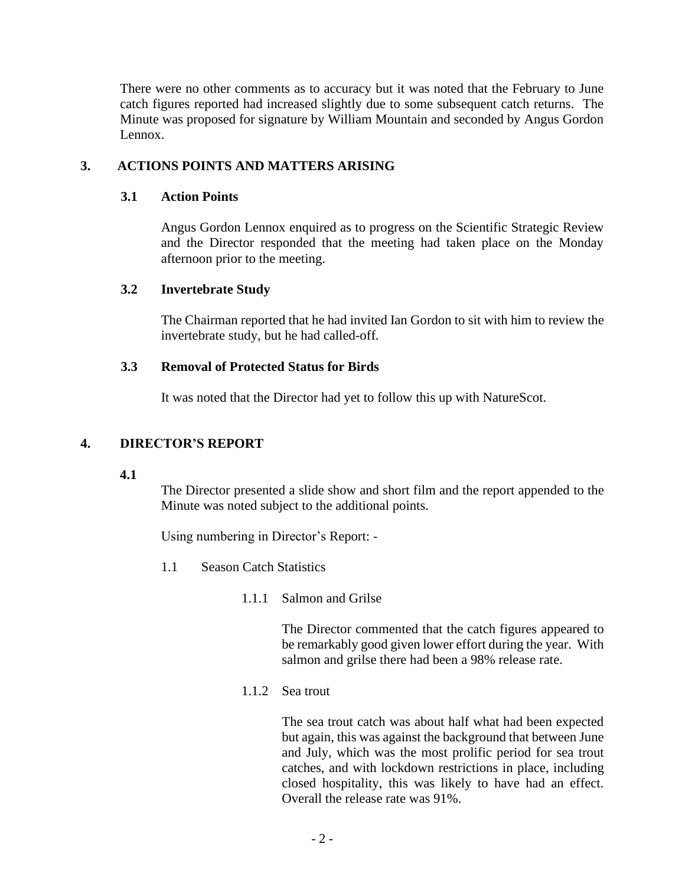There were no other comments as to accuracy but it was noted that the February to June catch figures reported had increased slightly due to some subsequent catch returns. The Minute was proposed for signature by William Mountain and seconded by Angus Gordon Lennox.

## 3. ACTIONS POINTS AND MATTERS ARISING

### 3.1 Action Points

Angus Gordon Lennox enquired as to progress on the Scientific Strategic Review and the Director responded that the meeting had taken place on the Monday afternoon prior to the meeting.

### 3.2 Invertebrate Study

The Chairman reported that he had invited Ian Gordon to sit with him to review the invertebrate study, but he had called-off.

### 3.3 Removal of Protected Status for Birds

It was noted that the Director had yet to follow this up with NatureScot.

## 4. DIRECTOR'S REPORT

### 4.1

The Director presented a slide show and short film and the report appended to the Minute was noted subject to the additional points.

Using numbering in Director's Report: -

1.1 Season Catch Statistics

1.1.1 Salmon and Grilse

The Director commented that the catch figures appeared to be remarkably good given lower effort during the year. With salmon and grilse there had been a 98% release rate.

1.1.2 Sea trout

The sea trout catch was about half what had been expected but again, this was against the background that between June and July, which was the most prolific period for sea trout catches, and with lockdown restrictions in place, including closed hospitality, this was likely to have had an effect. Overall the release rate was 91%.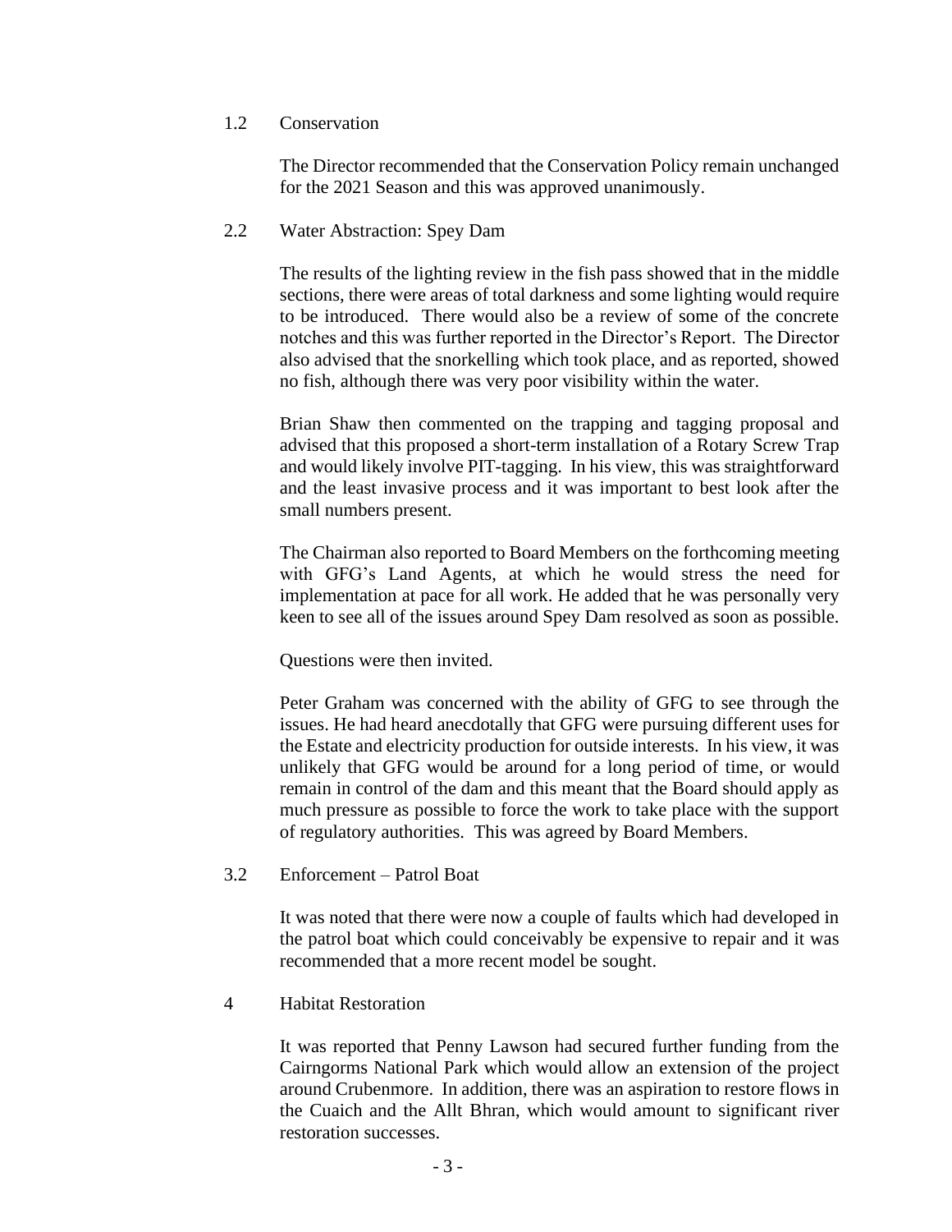1.2 Conservation

The Director recommended that the Conservation Policy remain unchanged for the 2021 Season and this was approved unanimously.

2.2 Water Abstraction: Spey Dam

The results of the lighting review in the fish pass showed that in the middle sections, there were areas of total darkness and some lighting would require to be introduced. There would also be a review of some of the concrete notches and this was further reported in the Director's Report. The Director also advised that the snorkelling which took place, and as reported, showed no fish, although there was very poor visibility within the water.

Brian Shaw then commented on the trapping and tagging proposal and advised that this proposed a short-term installation of a Rotary Screw Trap and would likely involve PIT-tagging. In his view, this was straightforward and the least invasive process and it was important to best look after the small numbers present.

The Chairman also reported to Board Members on the forthcoming meeting with GFG's Land Agents, at which he would stress the need for implementation at pace for all work. He added that he was personally very keen to see all of the issues around Spey Dam resolved as soon as possible.

Questions were then invited.

Peter Graham was concerned with the ability of GFG to see through the issues. He had heard anecdotally that GFG were pursuing different uses for the Estate and electricity production for outside interests. In his view, it was unlikely that GFG would be around for a long period of time, or would remain in control of the dam and this meant that the Board should apply as much pressure as possible to force the work to take place with the support of regulatory authorities. This was agreed by Board Members.

3.2 Enforcement – Patrol Boat

It was noted that there were now a couple of faults which had developed in the patrol boat which could conceivably be expensive to repair and it was recommended that a more recent model be sought.

4 Habitat Restoration

It was reported that Penny Lawson had secured further funding from the Cairngorms National Park which would allow an extension of the project around Crubenmore. In addition, there was an aspiration to restore flows in the Cuaich and the Allt Bhran, which would amount to significant river restoration successes.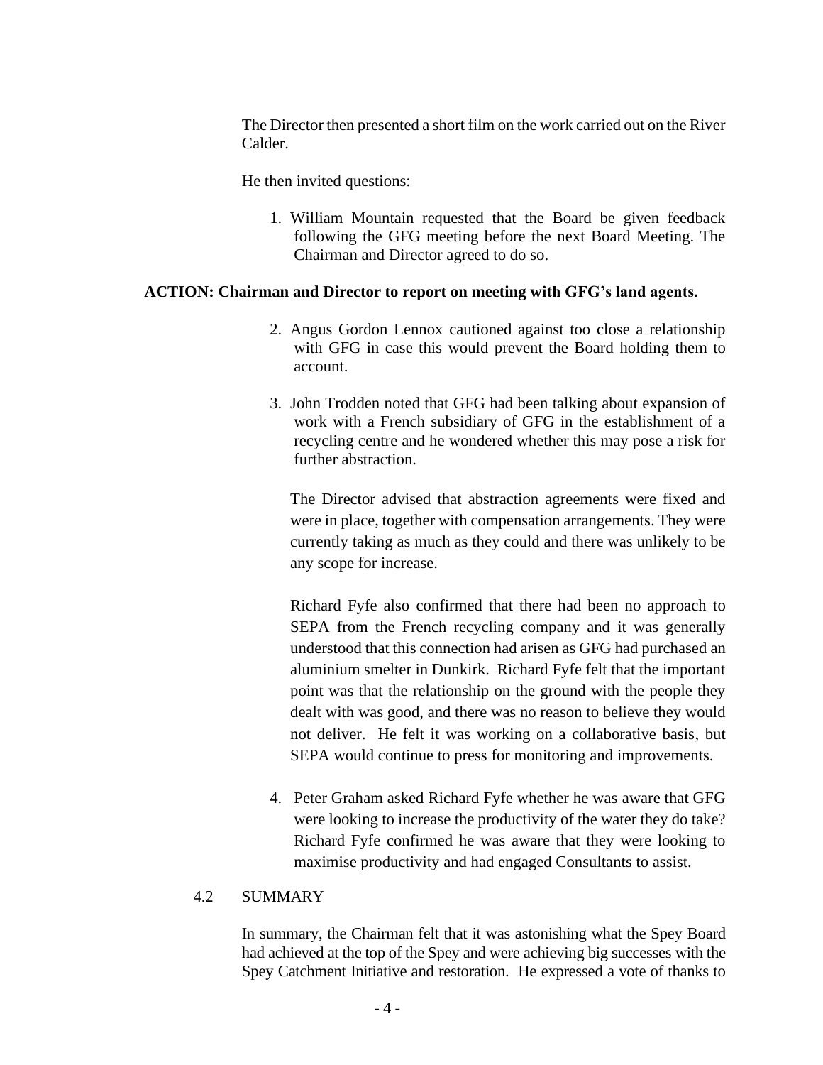The Director then presented a short film on the work carried out on the River Calder.

He then invited questions:

1. William Mountain requested that the Board be given feedback following the GFG meeting before the next Board Meeting. The Chairman and Director agreed to do so.

**ACTION: Chairman and Director to report on meeting with GFG's land agents.**

2. Angus Gordon Lennox cautioned against too close a relationship with GFG in case this would prevent the Board holding them to account.

3. John Trodden noted that GFG had been talking about expansion of work with a French subsidiary of GFG in the establishment of a recycling centre and he wondered whether this may pose a risk for further abstraction.

   The Director advised that abstraction agreements were fixed and were in place, together with compensation arrangements. They were currently taking as much as they could and there was unlikely to be any scope for increase.

   Richard Fyfe also confirmed that there had been no approach to SEPA from the French recycling company and it was generally understood that this connection had arisen as GFG had purchased an aluminium smelter in Dunkirk. Richard Fyfe felt that the important point was that the relationship on the ground with the people they dealt with was good, and there was no reason to believe they would not deliver. He felt it was working on a collaborative basis, but SEPA would continue to press for monitoring and improvements.

4. Peter Graham asked Richard Fyfe whether he was aware that GFG were looking to increase the productivity of the water they do take? Richard Fyfe confirmed he was aware that they were looking to maximise productivity and had engaged Consultants to assist.

## 4.2 SUMMARY

In summary, the Chairman felt that it was astonishing what the Spey Board had achieved at the top of the Spey and were achieving big successes with the Spey Catchment Initiative and restoration. He expressed a vote of thanks to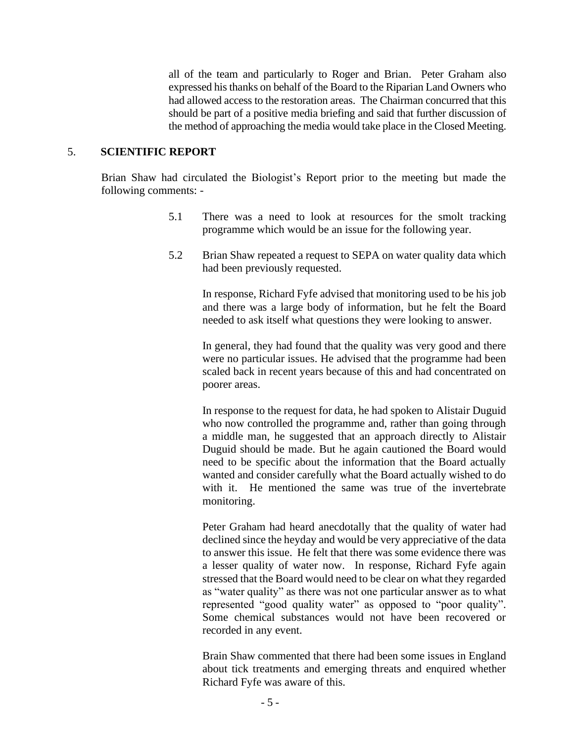all of the team and particularly to Roger and Brian. Peter Graham also expressed his thanks on behalf of the Board to the Riparian Land Owners who had allowed access to the restoration areas. The Chairman concurred that this should be part of a positive media briefing and said that further discussion of the method of approaching the media would take place in the Closed Meeting.

## 5. SCIENTIFIC REPORT

Brian Shaw had circulated the Biologist's Report prior to the meeting but made the following comments: -

5.1 There was a need to look at resources for the smolt tracking programme which would be an issue for the following year.

5.2 Brian Shaw repeated a request to SEPA on water quality data which had been previously requested.

In response, Richard Fyfe advised that monitoring used to be his job and there was a large body of information, but he felt the Board needed to ask itself what questions they were looking to answer.

In general, they had found that the quality was very good and there were no particular issues. He advised that the programme had been scaled back in recent years because of this and had concentrated on poorer areas.

In response to the request for data, he had spoken to Alistair Duguid who now controlled the programme and, rather than going through a middle man, he suggested that an approach directly to Alistair Duguid should be made. But he again cautioned the Board would need to be specific about the information that the Board actually wanted and consider carefully what the Board actually wished to do with it. He mentioned the same was true of the invertebrate monitoring.

Peter Graham had heard anecdotally that the quality of water had declined since the heyday and would be very appreciative of the data to answer this issue. He felt that there was some evidence there was a lesser quality of water now. In response, Richard Fyfe again stressed that the Board would need to be clear on what they regarded as "water quality" as there was not one particular answer as to what represented "good quality water" as opposed to "poor quality". Some chemical substances would not have been recovered or recorded in any event.

Brain Shaw commented that there had been some issues in England about tick treatments and emerging threats and enquired whether Richard Fyfe was aware of this.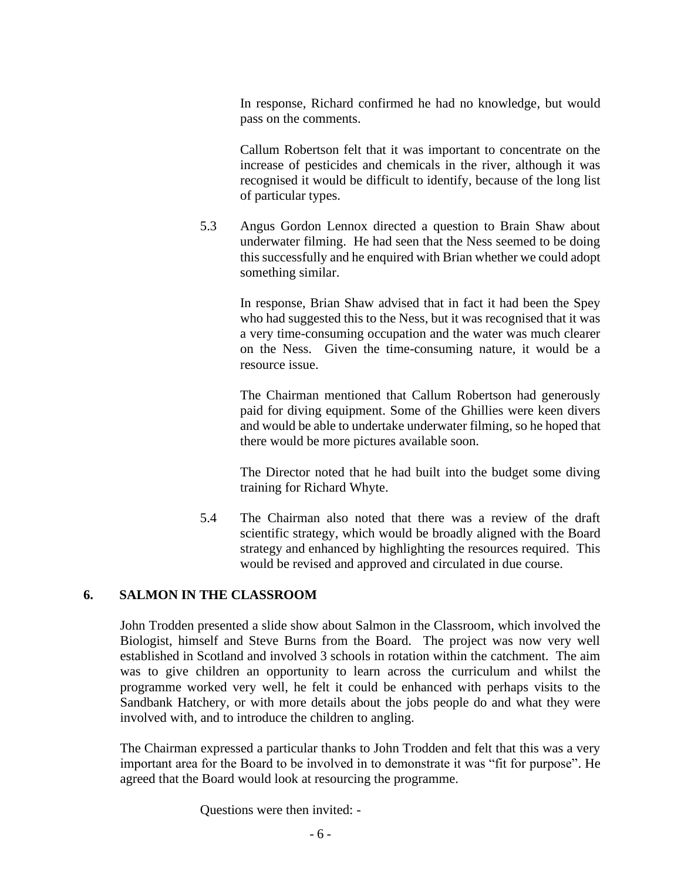In response, Richard confirmed he had no knowledge, but would pass on the comments.

Callum Robertson felt that it was important to concentrate on the increase of pesticides and chemicals in the river, although it was recognised it would be difficult to identify, because of the long list of particular types.

5.3 Angus Gordon Lennox directed a question to Brain Shaw about underwater filming. He had seen that the Ness seemed to be doing this successfully and he enquired with Brian whether we could adopt something similar.

In response, Brian Shaw advised that in fact it had been the Spey who had suggested this to the Ness, but it was recognised that it was a very time-consuming occupation and the water was much clearer on the Ness. Given the time-consuming nature, it would be a resource issue.

The Chairman mentioned that Callum Robertson had generously paid for diving equipment. Some of the Ghillies were keen divers and would be able to undertake underwater filming, so he hoped that there would be more pictures available soon.

The Director noted that he had built into the budget some diving training for Richard Whyte.

5.4 The Chairman also noted that there was a review of the draft scientific strategy, which would be broadly aligned with the Board strategy and enhanced by highlighting the resources required. This would be revised and approved and circulated in due course.

## 6. SALMON IN THE CLASSROOM

John Trodden presented a slide show about Salmon in the Classroom, which involved the Biologist, himself and Steve Burns from the Board. The project was now very well established in Scotland and involved 3 schools in rotation within the catchment. The aim was to give children an opportunity to learn across the curriculum and whilst the programme worked very well, he felt it could be enhanced with perhaps visits to the Sandbank Hatchery, or with more details about the jobs people do and what they were involved with, and to introduce the children to angling.

The Chairman expressed a particular thanks to John Trodden and felt that this was a very important area for the Board to be involved in to demonstrate it was "fit for purpose". He agreed that the Board would look at resourcing the programme.

Questions were then invited: -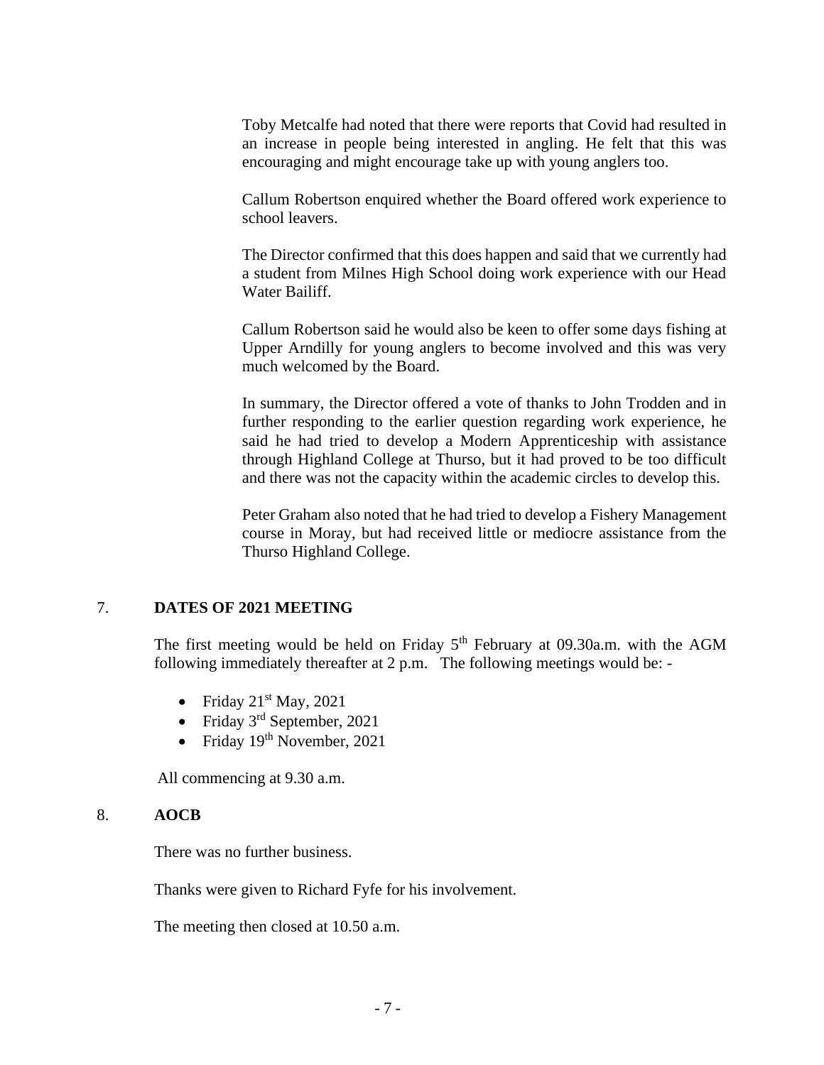Toby Metcalfe had noted that there were reports that Covid had resulted in an increase in people being interested in angling. He felt that this was encouraging and might encourage take up with young anglers too.

Callum Robertson enquired whether the Board offered work experience to school leavers.

The Director confirmed that this does happen and said that we currently had a student from Milnes High School doing work experience with our Head Water Bailiff.

Callum Robertson said he would also be keen to offer some days fishing at Upper Arndilly for young anglers to become involved and this was very much welcomed by the Board.

In summary, the Director offered a vote of thanks to John Trodden and in further responding to the earlier question regarding work experience, he said he had tried to develop a Modern Apprenticeship with assistance through Highland College at Thurso, but it had proved to be too difficult and there was not the capacity within the academic circles to develop this.

Peter Graham also noted that he had tried to develop a Fishery Management course in Moray, but had received little or mediocre assistance from the Thurso Highland College.

## 7. DATES OF 2021 MEETING

The first meeting would be held on Friday 5th February at 09.30a.m. with the AGM following immediately thereafter at 2 p.m. The following meetings would be: -

- Friday 21st May, 2021
- Friday 3rd September, 2021
- Friday 19th November, 2021

All commencing at 9.30 a.m.

## 8. AOCB

There was no further business.

Thanks were given to Richard Fyfe for his involvement.

The meeting then closed at 10.50 a.m.